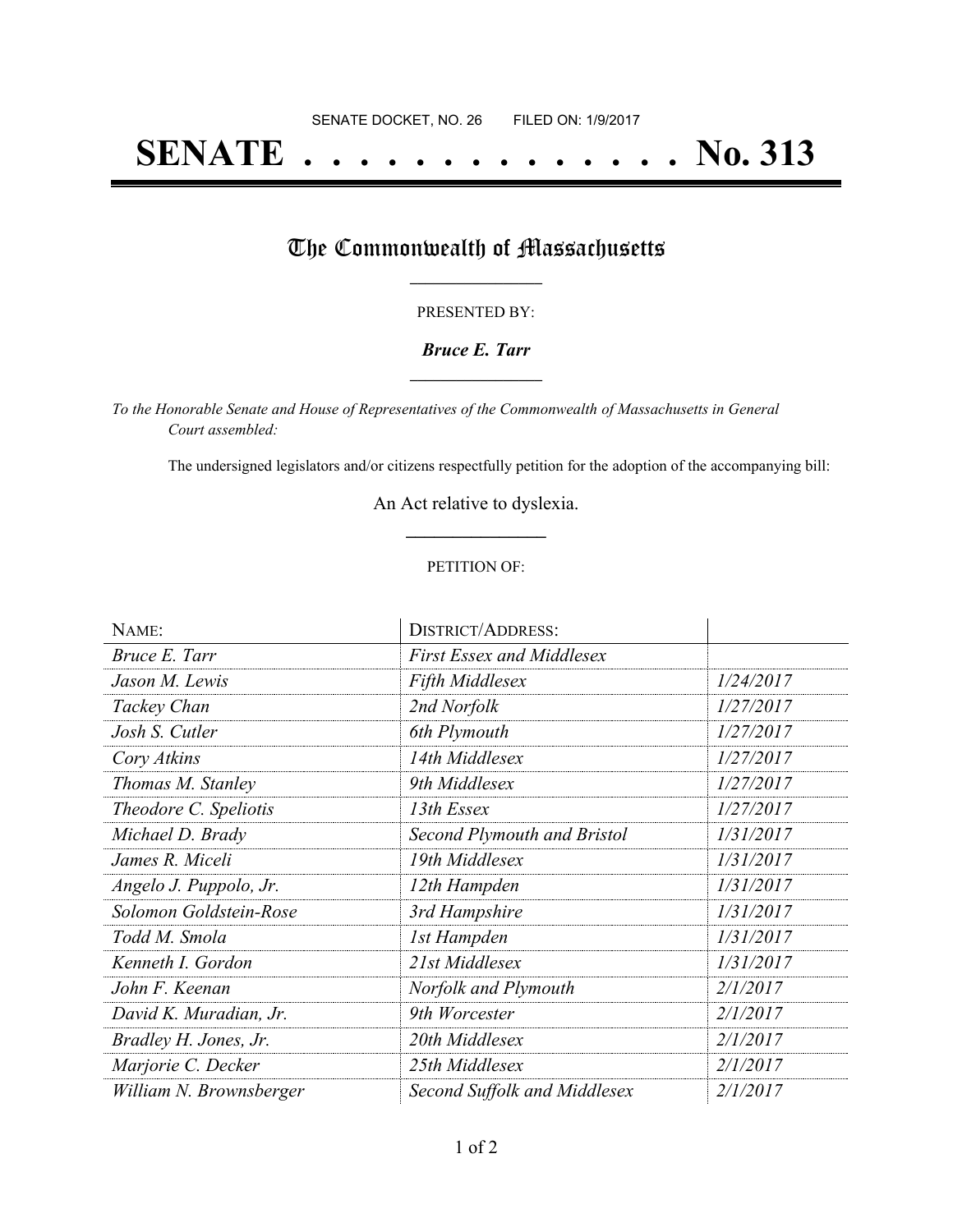SENATE DOCKET, NO. 26        FILED ON: 1/9/2017

# SENATE . . . . . . . . . . . . . . No. 313

## The Commonwealth of Massachusetts

PRESENTED BY:

***Bruce E. Tarr***

*To the Honorable Senate and House of Representatives of the Commonwealth of Massachusetts in General Court assembled:*

The undersigned legislators and/or citizens respectfully petition for the adoption of the accompanying bill:

An Act relative to dyslexia.

PETITION OF:

| NAME: | DISTRICT/ADDRESS: | |
|---|---|---|
| *Bruce E. Tarr* | *First Essex and Middlesex* | |
| *Jason M. Lewis* | *Fifth Middlesex* | *1/24/2017* |
| *Tackey Chan* | *2nd Norfolk* | *1/27/2017* |
| *Josh S. Cutler* | *6th Plymouth* | *1/27/2017* |
| *Cory Atkins* | *14th Middlesex* | *1/27/2017* |
| *Thomas M. Stanley* | *9th Middlesex* | *1/27/2017* |
| *Theodore C. Speliotis* | *13th Essex* | *1/27/2017* |
| *Michael D. Brady* | *Second Plymouth and Bristol* | *1/31/2017* |
| *James R. Miceli* | *19th Middlesex* | *1/31/2017* |
| *Angelo J. Puppolo, Jr.* | *12th Hampden* | *1/31/2017* |
| *Solomon Goldstein-Rose* | *3rd Hampshire* | *1/31/2017* |
| *Todd M. Smola* | *1st Hampden* | *1/31/2017* |
| *Kenneth I. Gordon* | *21st Middlesex* | *1/31/2017* |
| *John F. Keenan* | *Norfolk and Plymouth* | *2/1/2017* |
| *David K. Muradian, Jr.* | *9th Worcester* | *2/1/2017* |
| *Bradley H. Jones, Jr.* | *20th Middlesex* | *2/1/2017* |
| *Marjorie C. Decker* | *25th Middlesex* | *2/1/2017* |
| *William N. Brownsberger* | *Second Suffolk and Middlesex* | *2/1/2017* |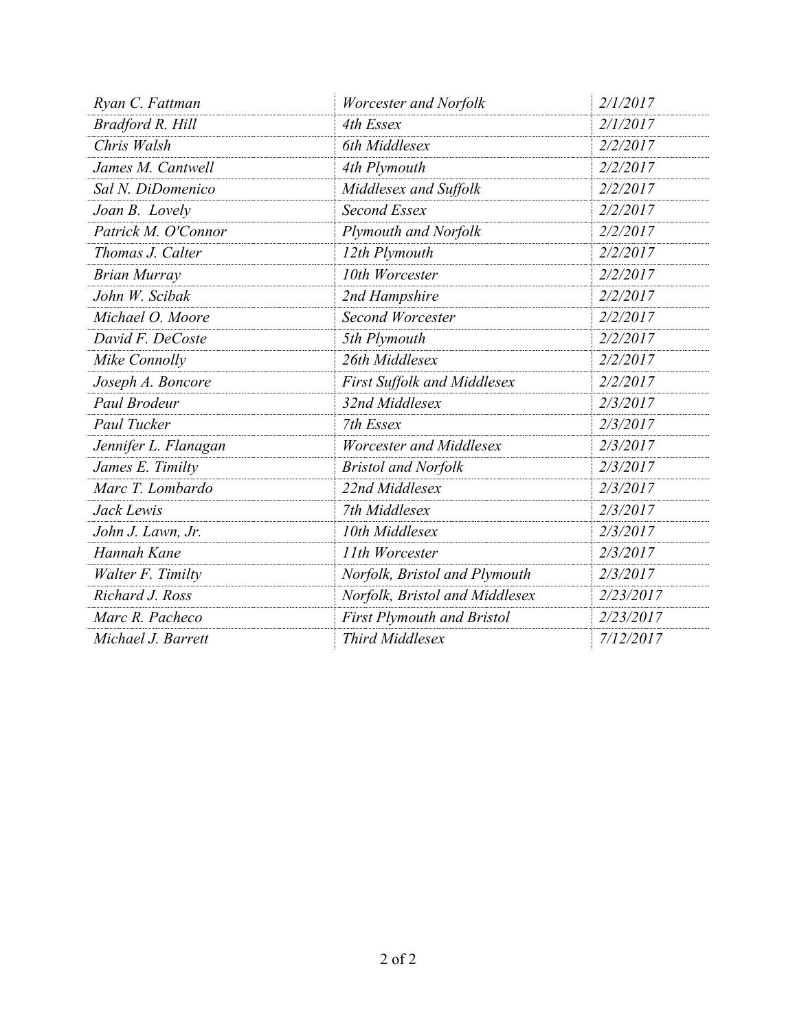| | | |
|---|---|---|
| *Ryan C. Fattman* | *Worcester and Norfolk* | *2/1/2017* |
| *Bradford R. Hill* | *4th Essex* | *2/1/2017* |
| *Chris Walsh* | *6th Middlesex* | *2/2/2017* |
| *James M. Cantwell* | *4th Plymouth* | *2/2/2017* |
| *Sal N. DiDomenico* | *Middlesex and Suffolk* | *2/2/2017* |
| *Joan B. Lovely* | *Second Essex* | *2/2/2017* |
| *Patrick M. O'Connor* | *Plymouth and Norfolk* | *2/2/2017* |
| *Thomas J. Calter* | *12th Plymouth* | *2/2/2017* |
| *Brian Murray* | *10th Worcester* | *2/2/2017* |
| *John W. Scibak* | *2nd Hampshire* | *2/2/2017* |
| *Michael O. Moore* | *Second Worcester* | *2/2/2017* |
| *David F. DeCoste* | *5th Plymouth* | *2/2/2017* |
| *Mike Connolly* | *26th Middlesex* | *2/2/2017* |
| *Joseph A. Boncore* | *First Suffolk and Middlesex* | *2/2/2017* |
| *Paul Brodeur* | *32nd Middlesex* | *2/3/2017* |
| *Paul Tucker* | *7th Essex* | *2/3/2017* |
| *Jennifer L. Flanagan* | *Worcester and Middlesex* | *2/3/2017* |
| *James E. Timilty* | *Bristol and Norfolk* | *2/3/2017* |
| *Marc T. Lombardo* | *22nd Middlesex* | *2/3/2017* |
| *Jack Lewis* | *7th Middlesex* | *2/3/2017* |
| *John J. Lawn, Jr.* | *10th Middlesex* | *2/3/2017* |
| *Hannah Kane* | *11th Worcester* | *2/3/2017* |
| *Walter F. Timilty* | *Norfolk, Bristol and Plymouth* | *2/3/2017* |
| *Richard J. Ross* | *Norfolk, Bristol and Middlesex* | *2/23/2017* |
| *Marc R. Pacheco* | *First Plymouth and Bristol* | *2/23/2017* |
| *Michael J. Barrett* | *Third Middlesex* | *7/12/2017* |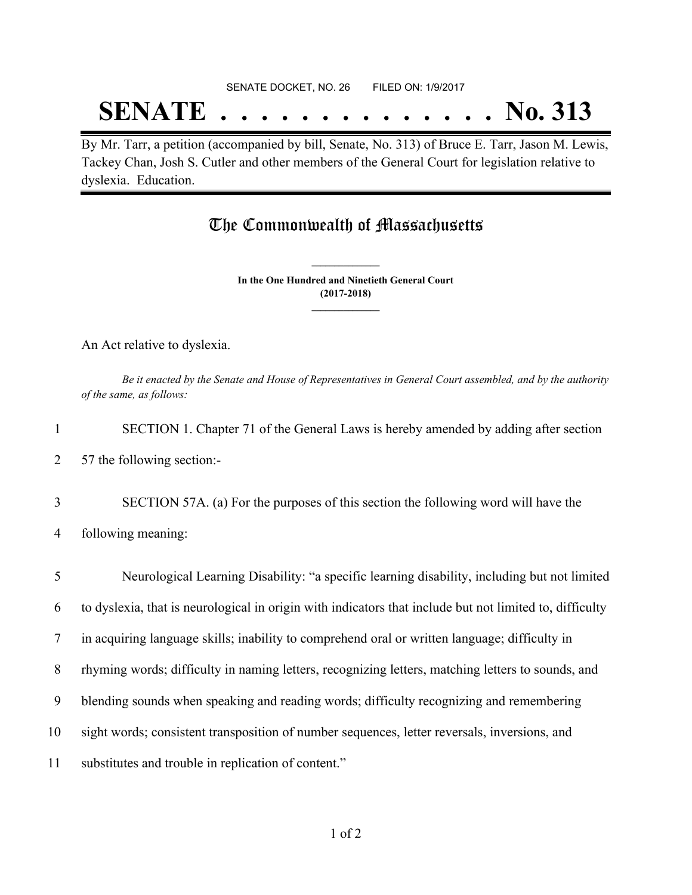SENATE DOCKET, NO. 26 FILED ON: 1/9/2017

# SENATE . . . . . . . . . . . . . . No. 313

By Mr. Tarr, a petition (accompanied by bill, Senate, No. 313) of Bruce E. Tarr, Jason M. Lewis, Tackey Chan, Josh S. Cutler and other members of the General Court for legislation relative to dyslexia. Education.

## The Commonwealth of Massachusetts

**In the One Hundred and Ninetieth General Court**
**(2017-2018)**

An Act relative to dyslexia.

*Be it enacted by the Senate and House of Representatives in General Court assembled, and by the authority of the same, as follows:*

1 SECTION 1. Chapter 71 of the General Laws is hereby amended by adding after section
2 57 the following section:-

3 SECTION 57A. (a) For the purposes of this section the following word will have the
4 following meaning:

5 Neurological Learning Disability: "a specific learning disability, including but not limited
6 to dyslexia, that is neurological in origin with indicators that include but not limited to, difficulty
7 in acquiring language skills; inability to comprehend oral or written language; difficulty in
8 rhyming words; difficulty in naming letters, recognizing letters, matching letters to sounds, and
9 blending sounds when speaking and reading words; difficulty recognizing and remembering
10 sight words; consistent transposition of number sequences, letter reversals, inversions, and
11 substitutes and trouble in replication of content."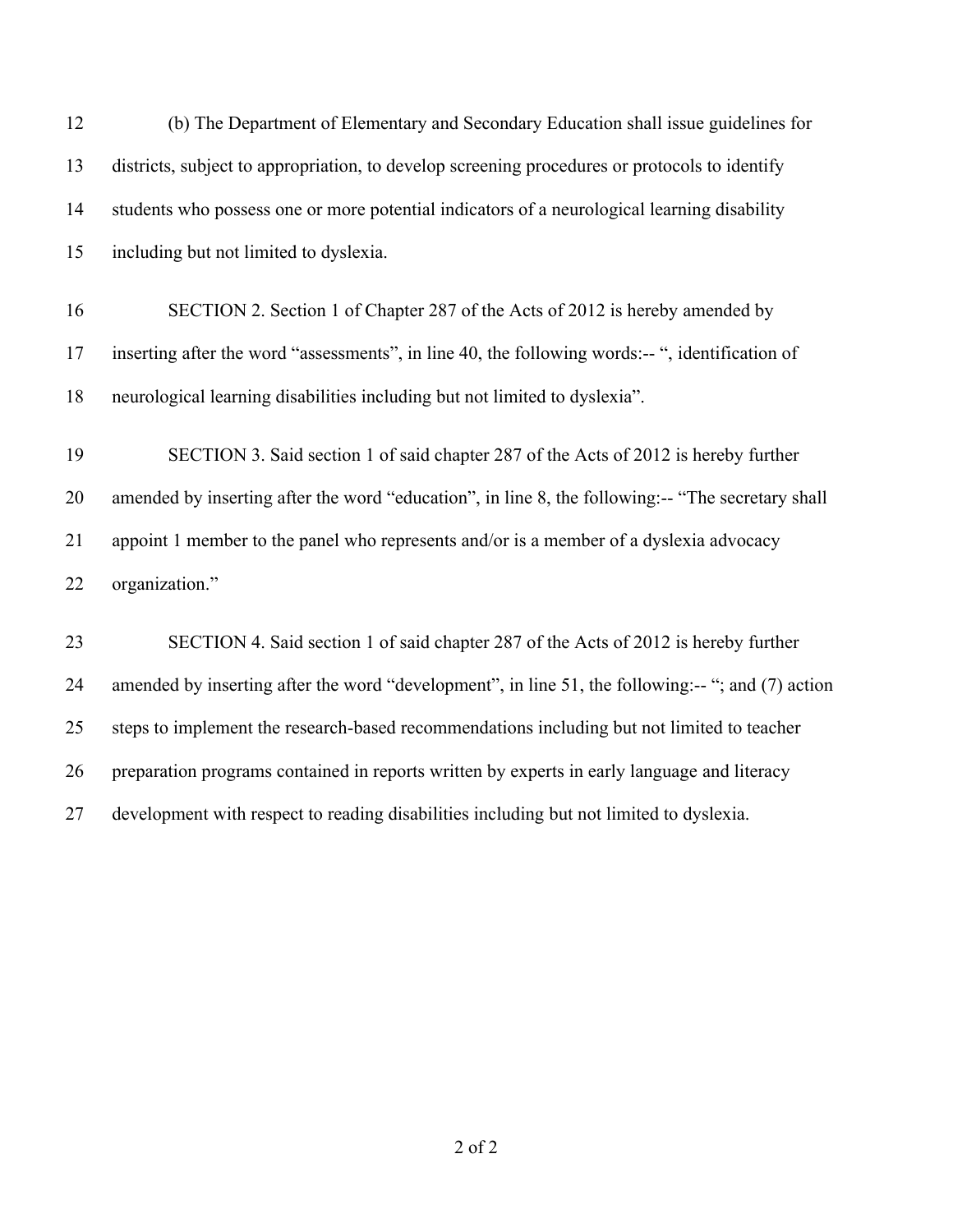(b) The Department of Elementary and Secondary Education shall issue guidelines for districts, subject to appropriation, to develop screening procedures or protocols to identify students who possess one or more potential indicators of a neurological learning disability including but not limited to dyslexia.

SECTION 2. Section 1 of Chapter 287 of the Acts of 2012 is hereby amended by inserting after the word "assessments", in line 40, the following words:-- ", identification of neurological learning disabilities including but not limited to dyslexia".

SECTION 3. Said section 1 of said chapter 287 of the Acts of 2012 is hereby further amended by inserting after the word "education", in line 8, the following:-- "The secretary shall appoint 1 member to the panel who represents and/or is a member of a dyslexia advocacy organization."

SECTION 4. Said section 1 of said chapter 287 of the Acts of 2012 is hereby further amended by inserting after the word "development", in line 51, the following:-- "; and (7) action steps to implement the research-based recommendations including but not limited to teacher preparation programs contained in reports written by experts in early language and literacy development with respect to reading disabilities including but not limited to dyslexia.